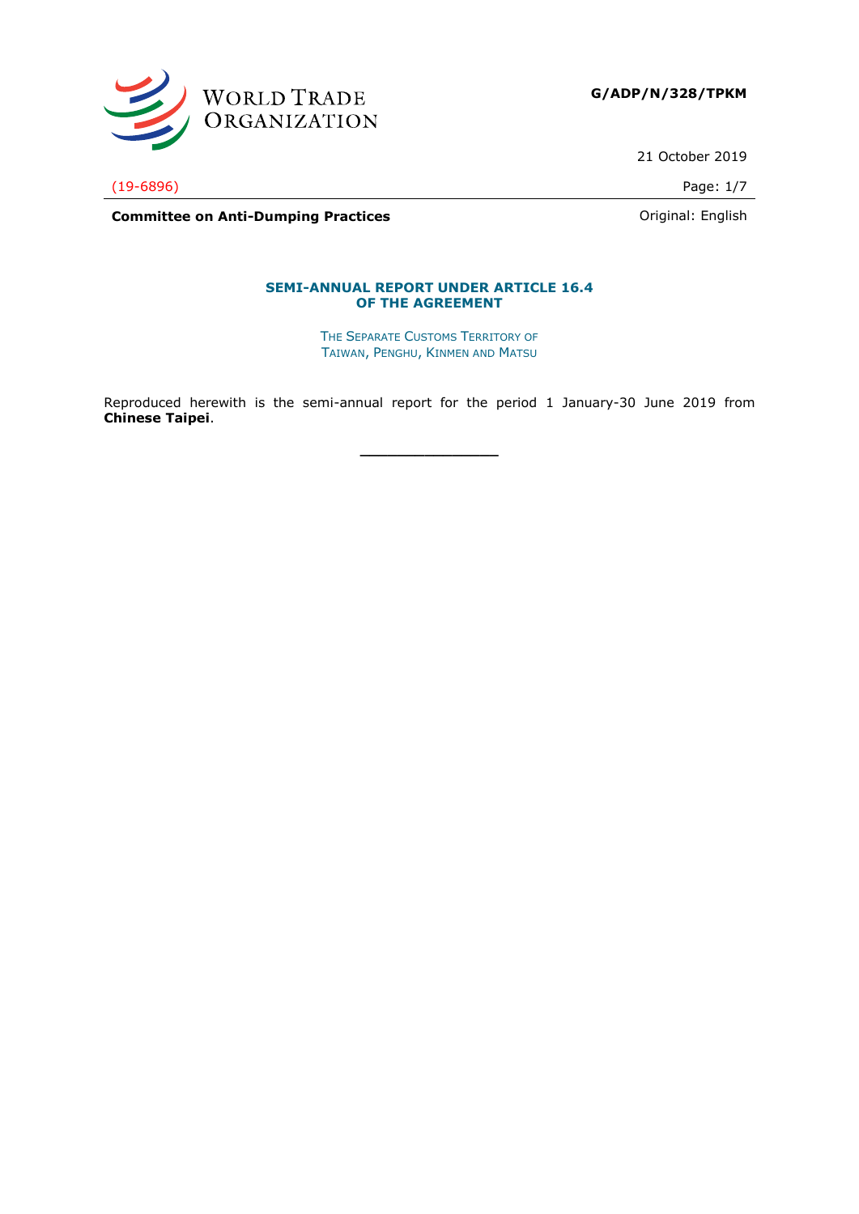WORLD TRADE ORGANIZATION

**G/ADP/N/328/TPKM**

21 October 2019

(19-6896)

**Committee on Anti-Dumping Practices**

Original: English

## SEMI-ANNUAL REPORT UNDER ARTICLE 16.4 OF THE AGREEMENT

THE SEPARATE CUSTOMS TERRITORY OF TAIWAN, PENGHU, KINMEN AND MATSU

Reproduced herewith is the semi-annual report for the period 1 January-30 June 2019 from **Chinese Taipei**.

\_\_\_\_\_\_\_\_\_\_\_\_\_\_\_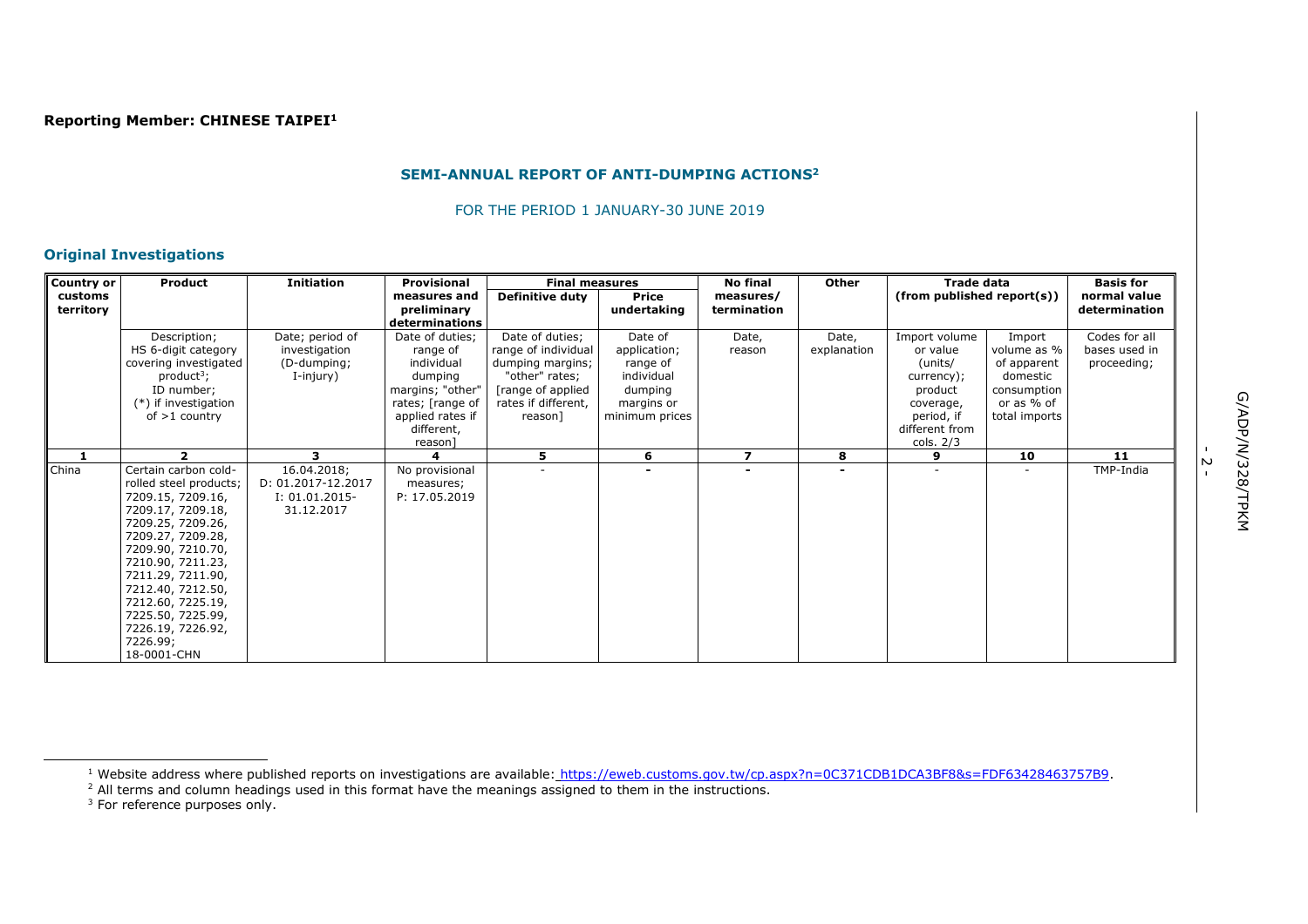**Reporting Member: CHINESE TAIPEI**[1]

## SEMI-ANNUAL REPORT OF ANTI-DUMPING ACTIONS[2]

FOR THE PERIOD 1 JANUARY-30 JUNE 2019

### Original Investigations

| Country or customs territory | Product | Initiation | Provisional measures and preliminary determinations | Final measures | | No final measures/ termination | Other | Trade data (from published report(s)) | | Basis for normal value determination |
|---|---|---|---|---|---|---|---|---|---|---|
| | | | | Definitive duty | Price undertaking | | | | | |
| | Description; HS 6-digit category covering investigated product[3]; ID number; (*) if investigation of >1 country | Date; period of investigation (D-dumping; I-injury) | Date of duties; range of individual dumping margins; "other" rates; [range of applied rates if different, reason] | Date of duties; range of individual dumping margins; "other" rates; [range of applied rates if different, reason] | Date of application; range of individual dumping margins or minimum prices | Date, reason | Date, explanation | Import volume or value (units/ currency); product coverage, period, if different from cols. 2/3 | Import volume as % of apparent domestic consumption or as % of total imports | Codes for all bases used in proceeding; |
| **1** | **2** | **3** | **4** | **5** | **6** | **7** | **8** | **9** | **10** | **11** |
| China | Certain carbon cold-rolled steel products; 7209.15, 7209.16, 7209.17, 7209.18, 7209.25, 7209.26, 7209.27, 7209.28, 7209.90, 7210.70, 7210.90, 7211.23, 7211.29, 7211.90, 7212.40, 7212.50, 7212.60, 7225.19, 7225.50, 7225.99, 7226.19, 7226.92, 7226.99; 18-0001-CHN | 16.04.2018; D: 01.2017-12.2017 I: 01.01.2015-31.12.2017 | No provisional measures; P: 17.05.2019 | - | - | - | - | - | - | TMP-India |

---

[1] Website address where published reports on investigations are available: https://eweb.customs.gov.tw/cp.aspx?n=0C371CDB1DCA3BF8&s=FDF63428463757B9.

[2] All terms and column headings used in this format have the meanings assigned to them in the instructions.

[3] For reference purposes only.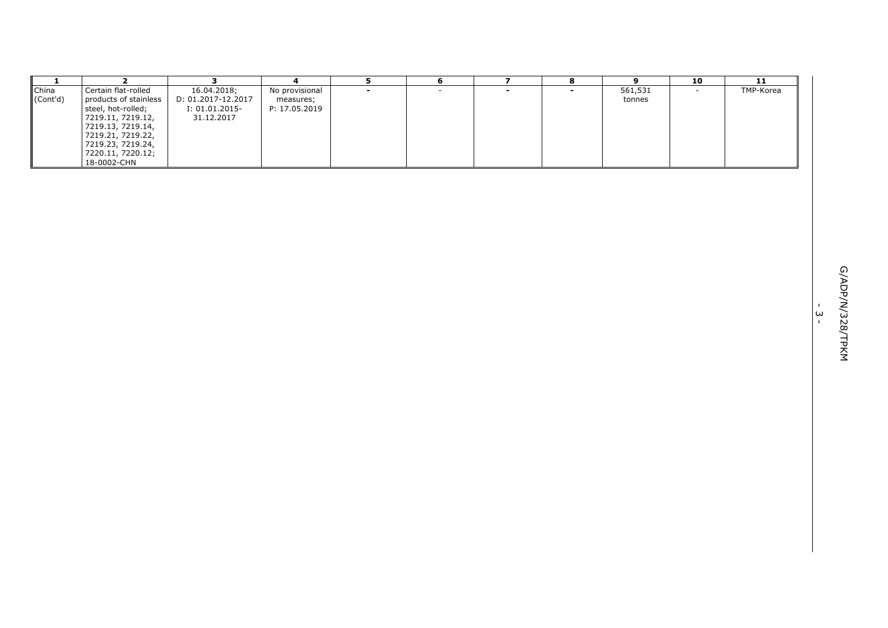| 1 | 2 | 3 | 4 | 5 | 6 | 7 | 8 | 9 | 10 | 11 |
|---|---|---|---|---|---|---|---|---|---|---|
| China (Cont'd) | Certain flat-rolled products of stainless steel, hot-rolled; 7219.11, 7219.12, 7219.13, 7219.14, 7219.21, 7219.22, 7219.23, 7219.24, 7220.11, 7220.12; 18-0002-CHN | 16.04.2018; D: 01.2017-12.2017 I: 01.01.2015-31.12.2017 | No provisional measures; P: 17.05.2019 | - | - | - | - | 561,531 tonnes | - | TMP-Korea |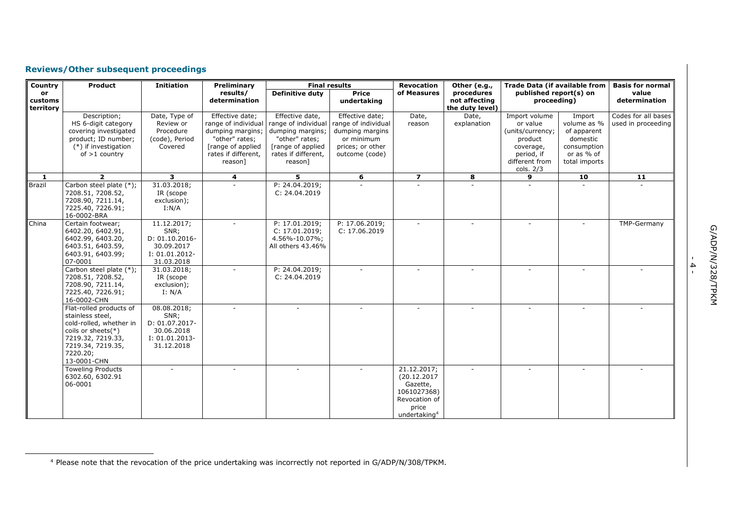## Reviews/Other subsequent proceedings

| Country or customs territory | Product | Initiation | Preliminary results/ determination | Final results | | Revocation of Measures | Other (e.g., procedures not affecting the duty level) | Trade Data (if available from published report(s) on proceeding) | | Basis for normal value determination |
|---|---|---|---|---|---|---|---|---|---|---|
| | | | | Definitive duty | Price undertaking | | | | | |
| | Description; HS 6-digit category covering investigated product; ID number; (*) if investigation of >1 country | Date, Type of Review or Procedure (code), Period Covered | Effective date; range of individual dumping margins; "other" rates; [range of applied rates if different, reason] | Effective date, range of individual dumping margins; "other" rates; [range of applied rates if different, reason] | Effective date; range of individual dumping margins or minimum prices; or other outcome (code) | Date, reason | Date, explanation | Import volume or value (units/currency; product coverage, period, if different from cols. 2/3 | Import volume as % of apparent domestic consumption or as % of total imports | Codes for all bases used in proceeding |
| **1** | **2** | **3** | **4** | **5** | **6** | **7** | **8** | **9** | **10** | **11** |
| Brazil | Carbon steel plate (*); 7208.51, 7208.52, 7208.90, 7211.14, 7225.40, 7226.91; 16-0002-BRA | 31.03.2018; IR (scope exclusion); I:N/A | - | P: 24.04.2019; C: 24.04.2019 | - | - | - | - | - | - |
| China | Certain footwear; 6402.20, 6402.91, 6402.99, 6403.20, 6403.51, 6403.59, 6403.91, 6403.99; 07-0001 | 11.12.2017; SNR; D: 01.10.2016-30.09.2017 I: 01.01.2012-31.03.2018 | - | P: 17.01.2019; C: 17.01.2019; 4.56%-10.07%; All others 43.46% | P: 17.06.2019; C: 17.06.2019 | - | - | - | - | TMP-Germany |
| | Carbon steel plate (*); 7208.51, 7208.52, 7208.90, 7211.14, 7225.40, 7226.91; 16-0002-CHN | 31.03.2018; IR (scope exclusion); I: N/A | - | P: 24.04.2019; C: 24.04.2019 | - | - | - | - | - | - |
| | Flat-rolled products of stainless steel, cold-rolled, whether in coils or sheets(*) 7219.32, 7219.33, 7219.34, 7219.35, 7220.20; 13-0001-CHN | 08.08.2018; SNR; D: 01.07.2017-30.06.2018 I: 01.01.2013-31.12.2018 | - | - | - | - | - | - | - | - |
| | Toweling Products 6302.60, 6302.91 06-0001 | - | - | - | - | 21.12.2017; (20.12.2017 Gazette, 1061027368) Revocation of price undertaking[4] | - | - | - | - |

[4] Please note that the revocation of the price undertaking was incorrectly not reported in G/ADP/N/308/TPKM.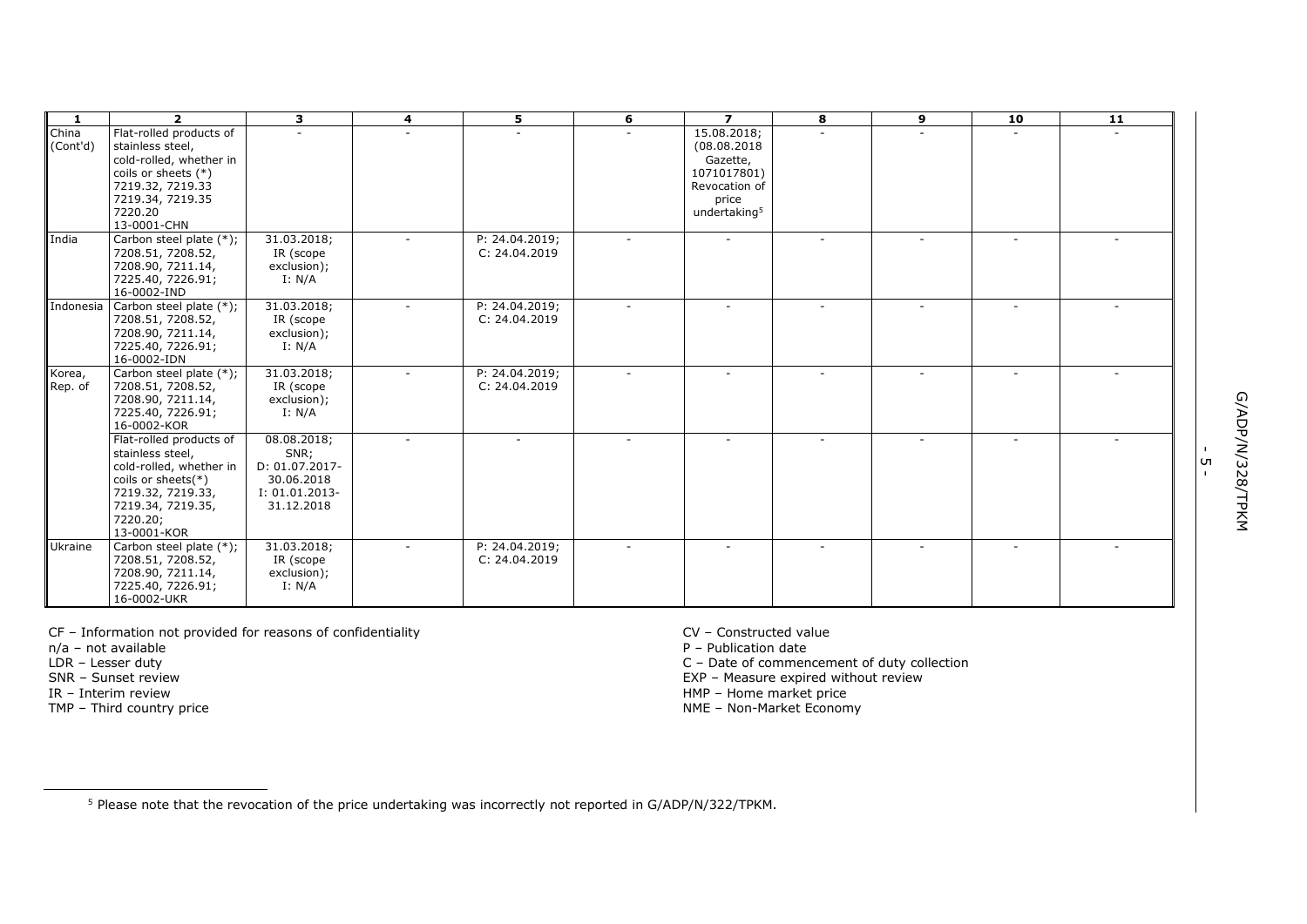| 1 | 2 | 3 | 4 | 5 | 6 | 7 | 8 | 9 | 10 | 11 |
|---|---|---|---|---|---|---|---|---|---|---|
| China (Cont'd) | Flat-rolled products of stainless steel, cold-rolled, whether in coils or sheets (*) 7219.32, 7219.33 7219.34, 7219.35 7220.20 13-0001-CHN | - | - | - | - | 15.08.2018; (08.08.2018 Gazette, 1071017801) Revocation of price undertaking[5] | - | - | - | - |
| India | Carbon steel plate (*); 7208.51, 7208.52, 7208.90, 7211.14, 7225.40, 7226.91; 16-0002-IND | 31.03.2018; IR (scope exclusion); I: N/A | - | P: 24.04.2019; C: 24.04.2019 | - | - | - | - | - | - |
| Indonesia | Carbon steel plate (*); 7208.51, 7208.52, 7208.90, 7211.14, 7225.40, 7226.91; 16-0002-IDN | 31.03.2018; IR (scope exclusion); I: N/A | - | P: 24.04.2019; C: 24.04.2019 | - | - | - | - | - | - |
| Korea, Rep. of | Carbon steel plate (*); 7208.51, 7208.52, 7208.90, 7211.14, 7225.40, 7226.91; 16-0002-KOR | 31.03.2018; IR (scope exclusion); I: N/A | - | P: 24.04.2019; C: 24.04.2019 | - | - | - | - | - | - |
| | Flat-rolled products of stainless steel, cold-rolled, whether in coils or sheets(*) 7219.32, 7219.33, 7219.34, 7219.35, 7220.20; 13-0001-KOR | 08.08.2018; SNR; D: 01.07.2017-30.06.2018 I: 01.01.2013-31.12.2018 | - | - | - | - | - | - | - | - |
| Ukraine | Carbon steel plate (*); 7208.51, 7208.52, 7208.90, 7211.14, 7225.40, 7226.91; 16-0002-UKR | 31.03.2018; IR (scope exclusion); I: N/A | - | P: 24.04.2019; C: 24.04.2019 | - | - | - | - | - | - |

CF – Information not provided for reasons of confidentiality
n/a – not available
LDR – Lesser duty
SNR – Sunset review
IR – Interim review
TMP – Third country price
CV – Constructed value
P – Publication date
C – Date of commencement of duty collection
EXP – Measure expired without review
HMP – Home market price
NME – Non-Market Economy

[5] Please note that the revocation of the price undertaking was incorrectly not reported in G/ADP/N/322/TPKM.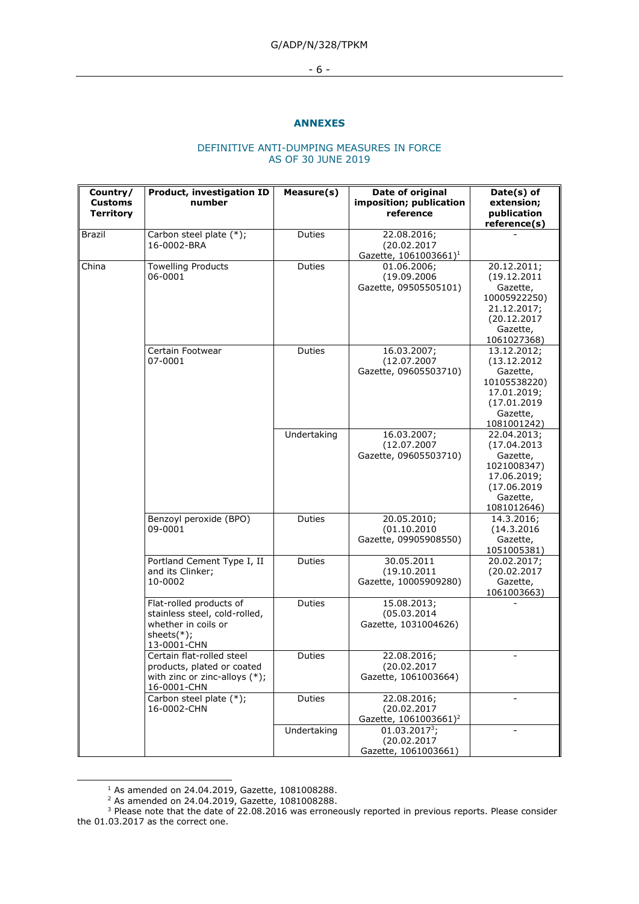## ANNEXES

DEFINITIVE ANTI-DUMPING MEASURES IN FORCE
AS OF 30 JUNE 2019

| Country/ Customs Territory | Product, investigation ID number | Measure(s) | Date of original imposition; publication reference | Date(s) of extension; publication reference(s) |
|---|---|---|---|---|
| Brazil | Carbon steel plate (*); 16-0002-BRA | Duties | 22.08.2016; (20.02.2017 Gazette, 1061003661)[1] | - |
| China | Towelling Products 06-0001 | Duties | 01.06.2006; (19.09.2006 Gazette, 09505505101) | 20.12.2011; (19.12.2011 Gazette, 10005922250) 21.12.2017; (20.12.2017 Gazette, 1061027368) |
| | Certain Footwear 07-0001 | Duties | 16.03.2007; (12.07.2007 Gazette, 09605503710) | 13.12.2012; (13.12.2012 Gazette, 10105538220) 17.01.2019; (17.01.2019 Gazette, 1081001242) |
| | | Undertaking | 16.03.2007; (12.07.2007 Gazette, 09605503710) | 22.04.2013; (17.04.2013 Gazette, 1021008347) 17.06.2019; (17.06.2019 Gazette, 1081012646) |
| | Benzoyl peroxide (BPO) 09-0001 | Duties | 20.05.2010; (01.10.2010 Gazette, 09905908550) | 14.3.2016; (14.3.2016 Gazette, 1051005381) |
| | Portland Cement Type I, II and its Clinker; 10-0002 | Duties | 30.05.2011 (19.10.2011 Gazette, 10005909280) | 20.02.2017; (20.02.2017 Gazette, 1061003663) |
| | Flat-rolled products of stainless steel, cold-rolled, whether in coils or sheets(*); 13-0001-CHN | Duties | 15.08.2013; (05.03.2014 Gazette, 1031004626) | - |
| | Certain flat-rolled steel products, plated or coated with zinc or zinc-alloys (*); 16-0001-CHN | Duties | 22.08.2016; (20.02.2017 Gazette, 1061003664) | - |
| | Carbon steel plate (*); 16-0002-CHN | Duties | 22.08.2016; (20.02.2017 Gazette, 1061003661)[2] | - |
| | | Undertaking | 01.03.2017[3]; (20.02.2017 Gazette, 1061003661) | - |

[1] As amended on 24.04.2019, Gazette, 1081008288.

[2] As amended on 24.04.2019, Gazette, 1081008288.

[3] Please note that the date of 22.08.2016 was erroneously reported in previous reports. Please consider the 01.03.2017 as the correct one.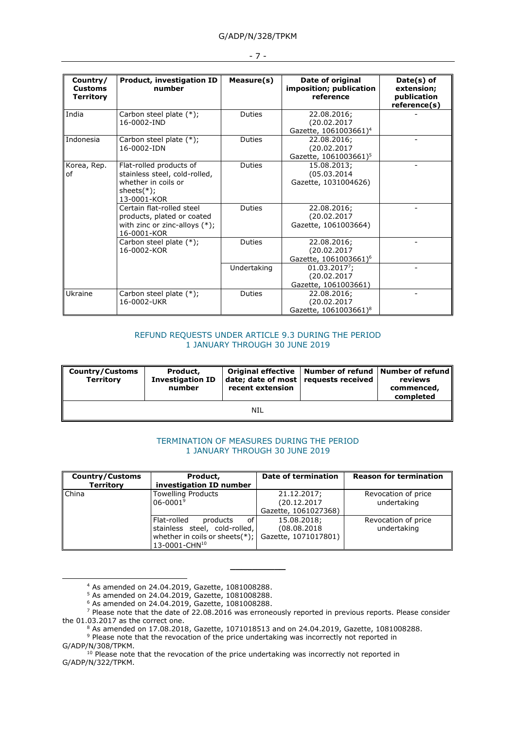| Country/ Customs Territory | Product, investigation ID number | Measure(s) | Date of original imposition; publication reference | Date(s) of extension; publication reference(s) |
|---|---|---|---|---|
| India | Carbon steel plate (*); 16-0002-IND | Duties | 22.08.2016; (20.02.2017 Gazette, 1061003661)[4] | - |
| Indonesia | Carbon steel plate (*); 16-0002-IDN | Duties | 22.08.2016; (20.02.2017 Gazette, 1061003661)[5] | - |
| Korea, Rep. of | Flat-rolled products of stainless steel, cold-rolled, whether in coils or sheets(*); 13-0001-KOR | Duties | 15.08.2013; (05.03.2014 Gazette, 1031004626) | - |
| | Certain flat-rolled steel products, plated or coated with zinc or zinc-alloys (*); 16-0001-KOR | Duties | 22.08.2016; (20.02.2017 Gazette, 1061003664) | - |
| | Carbon steel plate (*); 16-0002-KOR | Duties | 22.08.2016; (20.02.2017 Gazette, 1061003661)[6] | - |
| | | Undertaking | 01.03.2017[7]; (20.02.2017 Gazette, 1061003661) | - |
| Ukraine | Carbon steel plate (*); 16-0002-UKR | Duties | 22.08.2016; (20.02.2017 Gazette, 1061003661)[8] | - |

## REFUND REQUESTS UNDER ARTICLE 9.3 DURING THE PERIOD 1 JANUARY THROUGH 30 JUNE 2019

| Country/Customs Territory | Product, Investigation ID number | Original effective date; date of most recent extension | Number of refund requests received | Number of refund reviews commenced, completed |
|---|---|---|---|---|
| NIL | | | | |

## TERMINATION OF MEASURES DURING THE PERIOD 1 JANUARY THROUGH 30 JUNE 2019

| Country/Customs Territory | Product, investigation ID number | Date of termination | Reason for termination |
|---|---|---|---|
| China | Towelling Products 06-0001[9] | 21.12.2017; (20.12.2017 Gazette, 1061027368) | Revocation of price undertaking |
| | Flat-rolled products of stainless steel, cold-rolled, whether in coils or sheets(*); 13-0001-CHN[10] | 15.08.2018; (08.08.2018 Gazette, 1071017801) | Revocation of price undertaking |

---

[4] As amended on 24.04.2019, Gazette, 1081008288.

[5] As amended on 24.04.2019, Gazette, 1081008288.

[6] As amended on 24.04.2019, Gazette, 1081008288.

[7] Please note that the date of 22.08.2016 was erroneously reported in previous reports. Please consider the 01.03.2017 as the correct one.

[8] As amended on 17.08.2018, Gazette, 1071018513 and on 24.04.2019, Gazette, 1081008288.

[9] Please note that the revocation of the price undertaking was incorrectly not reported in G/ADP/N/308/TPKM.

[10] Please note that the revocation of the price undertaking was incorrectly not reported in G/ADP/N/322/TPKM.